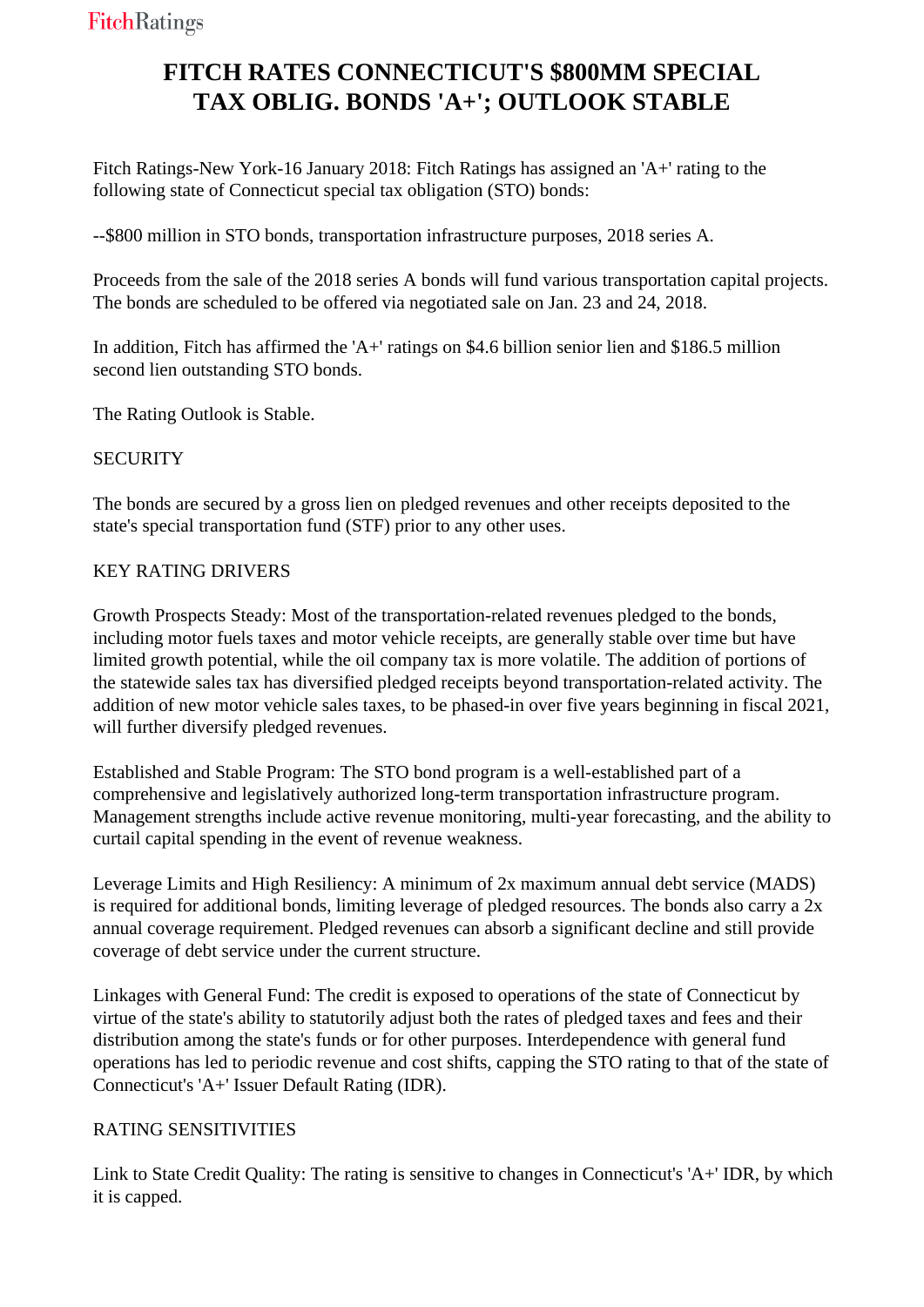# FITCH RATES CONNECTICUT'S $800MM SPECIAL TAX OBLIG. BONDS 'A+'; OUTLOOK STABLE

Fitch Ratings-New York-16 January 2018: Fitch Ratings has assigned an 'A+' rating to the following state of Connecticut special tax obligation (STO) bonds:

--$800 million in STO bonds, transportation infrastructure purposes, 2018 series A.

Proceeds from the sale of the 2018 series A bonds will fund various transportation capital projects. The bonds are scheduled to be offered via negotiated sale on Jan. 23 and 24, 2018.

In addition, Fitch has affirmed the 'A+' ratings on $4.6 billion senior lien and $186.5 million second lien outstanding STO bonds.

The Rating Outlook is Stable.

SECURITY

The bonds are secured by a gross lien on pledged revenues and other receipts deposited to the state's special transportation fund (STF) prior to any other uses.

KEY RATING DRIVERS

Growth Prospects Steady: Most of the transportation-related revenues pledged to the bonds, including motor fuels taxes and motor vehicle receipts, are generally stable over time but have limited growth potential, while the oil company tax is more volatile. The addition of portions of the statewide sales tax has diversified pledged receipts beyond transportation-related activity. The addition of new motor vehicle sales taxes, to be phased-in over five years beginning in fiscal 2021, will further diversify pledged revenues.

Established and Stable Program: The STO bond program is a well-established part of a comprehensive and legislatively authorized long-term transportation infrastructure program. Management strengths include active revenue monitoring, multi-year forecasting, and the ability to curtail capital spending in the event of revenue weakness.

Leverage Limits and High Resiliency: A minimum of 2x maximum annual debt service (MADS) is required for additional bonds, limiting leverage of pledged resources. The bonds also carry a 2x annual coverage requirement. Pledged revenues can absorb a significant decline and still provide coverage of debt service under the current structure.

Linkages with General Fund: The credit is exposed to operations of the state of Connecticut by virtue of the state's ability to statutorily adjust both the rates of pledged taxes and fees and their distribution among the state's funds or for other purposes. Interdependence with general fund operations has led to periodic revenue and cost shifts, capping the STO rating to that of the state of Connecticut's 'A+' Issuer Default Rating (IDR).

RATING SENSITIVITIES

Link to State Credit Quality: The rating is sensitive to changes in Connecticut's 'A+' IDR, by which it is capped.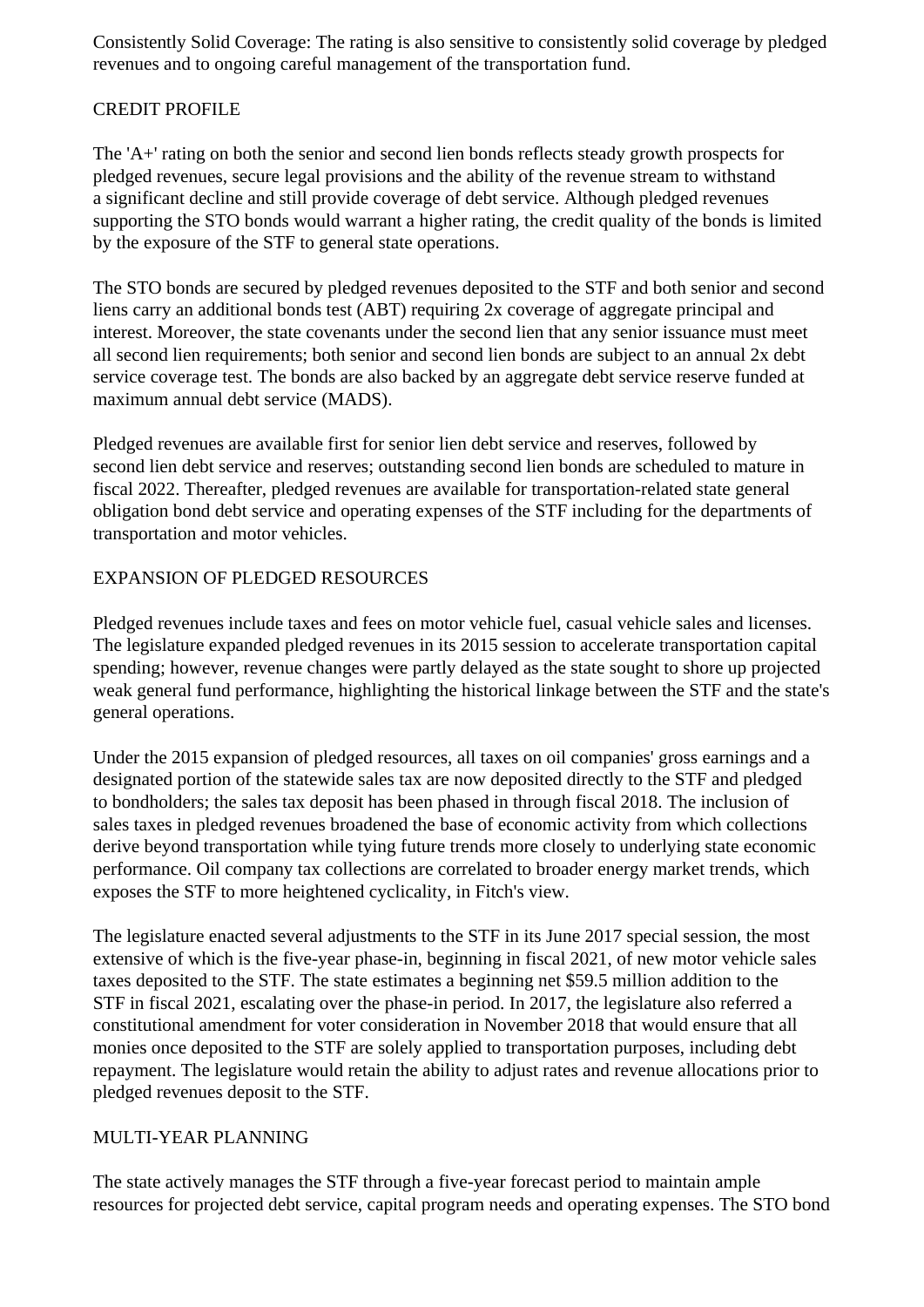Consistently Solid Coverage: The rating is also sensitive to consistently solid coverage by pledged revenues and to ongoing careful management of the transportation fund.

CREDIT PROFILE

The 'A+' rating on both the senior and second lien bonds reflects steady growth prospects for pledged revenues, secure legal provisions and the ability of the revenue stream to withstand a significant decline and still provide coverage of debt service. Although pledged revenues supporting the STO bonds would warrant a higher rating, the credit quality of the bonds is limited by the exposure of the STF to general state operations.

The STO bonds are secured by pledged revenues deposited to the STF and both senior and second liens carry an additional bonds test (ABT) requiring 2x coverage of aggregate principal and interest. Moreover, the state covenants under the second lien that any senior issuance must meet all second lien requirements; both senior and second lien bonds are subject to an annual 2x debt service coverage test. The bonds are also backed by an aggregate debt service reserve funded at maximum annual debt service (MADS).

Pledged revenues are available first for senior lien debt service and reserves, followed by second lien debt service and reserves; outstanding second lien bonds are scheduled to mature in fiscal 2022. Thereafter, pledged revenues are available for transportation-related state general obligation bond debt service and operating expenses of the STF including for the departments of transportation and motor vehicles.

EXPANSION OF PLEDGED RESOURCES

Pledged revenues include taxes and fees on motor vehicle fuel, casual vehicle sales and licenses. The legislature expanded pledged revenues in its 2015 session to accelerate transportation capital spending; however, revenue changes were partly delayed as the state sought to shore up projected weak general fund performance, highlighting the historical linkage between the STF and the state's general operations.

Under the 2015 expansion of pledged resources, all taxes on oil companies' gross earnings and a designated portion of the statewide sales tax are now deposited directly to the STF and pledged to bondholders; the sales tax deposit has been phased in through fiscal 2018. The inclusion of sales taxes in pledged revenues broadened the base of economic activity from which collections derive beyond transportation while tying future trends more closely to underlying state economic performance. Oil company tax collections are correlated to broader energy market trends, which exposes the STF to more heightened cyclicality, in Fitch's view.

The legislature enacted several adjustments to the STF in its June 2017 special session, the most extensive of which is the five-year phase-in, beginning in fiscal 2021, of new motor vehicle sales taxes deposited to the STF. The state estimates a beginning net $59.5 million addition to the STF in fiscal 2021, escalating over the phase-in period. In 2017, the legislature also referred a constitutional amendment for voter consideration in November 2018 that would ensure that all monies once deposited to the STF are solely applied to transportation purposes, including debt repayment. The legislature would retain the ability to adjust rates and revenue allocations prior to pledged revenues deposit to the STF.

MULTI-YEAR PLANNING

The state actively manages the STF through a five-year forecast period to maintain ample resources for projected debt service, capital program needs and operating expenses. The STO bond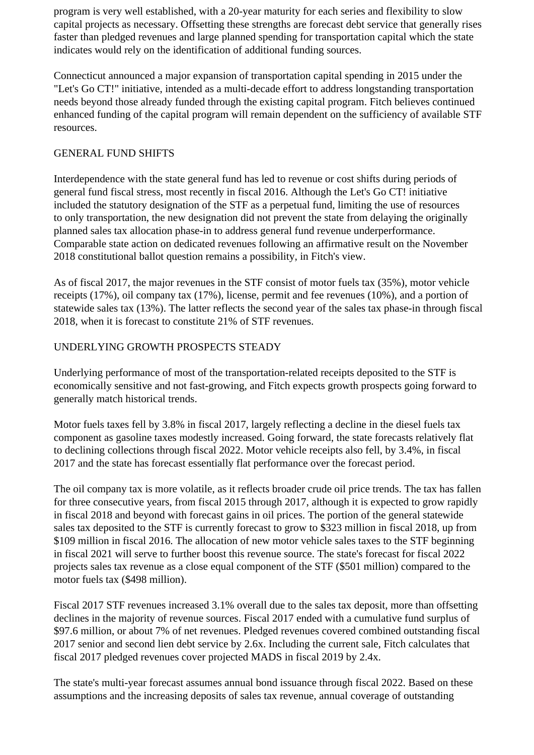program is very well established, with a 20-year maturity for each series and flexibility to slow capital projects as necessary. Offsetting these strengths are forecast debt service that generally rises faster than pledged revenues and large planned spending for transportation capital which the state indicates would rely on the identification of additional funding sources.

Connecticut announced a major expansion of transportation capital spending in 2015 under the "Let's Go CT!" initiative, intended as a multi-decade effort to address longstanding transportation needs beyond those already funded through the existing capital program. Fitch believes continued enhanced funding of the capital program will remain dependent on the sufficiency of available STF resources.

GENERAL FUND SHIFTS

Interdependence with the state general fund has led to revenue or cost shifts during periods of general fund fiscal stress, most recently in fiscal 2016. Although the Let's Go CT! initiative included the statutory designation of the STF as a perpetual fund, limiting the use of resources to only transportation, the new designation did not prevent the state from delaying the originally planned sales tax allocation phase-in to address general fund revenue underperformance. Comparable state action on dedicated revenues following an affirmative result on the November 2018 constitutional ballot question remains a possibility, in Fitch's view.

As of fiscal 2017, the major revenues in the STF consist of motor fuels tax (35%), motor vehicle receipts (17%), oil company tax (17%), license, permit and fee revenues (10%), and a portion of statewide sales tax (13%). The latter reflects the second year of the sales tax phase-in through fiscal 2018, when it is forecast to constitute 21% of STF revenues.

UNDERLYING GROWTH PROSPECTS STEADY

Underlying performance of most of the transportation-related receipts deposited to the STF is economically sensitive and not fast-growing, and Fitch expects growth prospects going forward to generally match historical trends.

Motor fuels taxes fell by 3.8% in fiscal 2017, largely reflecting a decline in the diesel fuels tax component as gasoline taxes modestly increased. Going forward, the state forecasts relatively flat to declining collections through fiscal 2022. Motor vehicle receipts also fell, by 3.4%, in fiscal 2017 and the state has forecast essentially flat performance over the forecast period.

The oil company tax is more volatile, as it reflects broader crude oil price trends. The tax has fallen for three consecutive years, from fiscal 2015 through 2017, although it is expected to grow rapidly in fiscal 2018 and beyond with forecast gains in oil prices. The portion of the general statewide sales tax deposited to the STF is currently forecast to grow to $323 million in fiscal 2018, up from $109 million in fiscal 2016. The allocation of new motor vehicle sales taxes to the STF beginning in fiscal 2021 will serve to further boost this revenue source. The state's forecast for fiscal 2022 projects sales tax revenue as a close equal component of the STF ($501 million) compared to the motor fuels tax ($498 million).

Fiscal 2017 STF revenues increased 3.1% overall due to the sales tax deposit, more than offsetting declines in the majority of revenue sources. Fiscal 2017 ended with a cumulative fund surplus of $97.6 million, or about 7% of net revenues. Pledged revenues covered combined outstanding fiscal 2017 senior and second lien debt service by 2.6x. Including the current sale, Fitch calculates that fiscal 2017 pledged revenues cover projected MADS in fiscal 2019 by 2.4x.

The state's multi-year forecast assumes annual bond issuance through fiscal 2022. Based on these assumptions and the increasing deposits of sales tax revenue, annual coverage of outstanding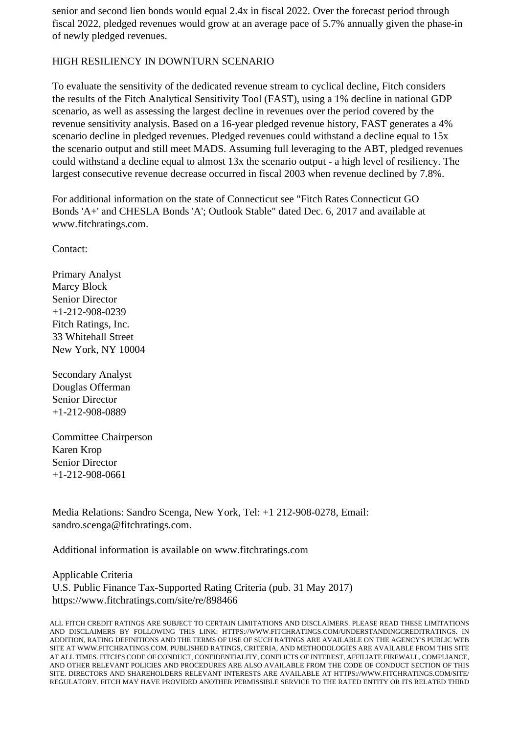senior and second lien bonds would equal 2.4x in fiscal 2022. Over the forecast period through fiscal 2022, pledged revenues would grow at an average pace of 5.7% annually given the phase-in of newly pledged revenues.

HIGH RESILIENCY IN DOWNTURN SCENARIO

To evaluate the sensitivity of the dedicated revenue stream to cyclical decline, Fitch considers the results of the Fitch Analytical Sensitivity Tool (FAST), using a 1% decline in national GDP scenario, as well as assessing the largest decline in revenues over the period covered by the revenue sensitivity analysis. Based on a 16-year pledged revenue history, FAST generates a 4% scenario decline in pledged revenues. Pledged revenues could withstand a decline equal to 15x the scenario output and still meet MADS. Assuming full leveraging to the ABT, pledged revenues could withstand a decline equal to almost 13x the scenario output - a high level of resiliency. The largest consecutive revenue decrease occurred in fiscal 2003 when revenue declined by 7.8%.

For additional information on the state of Connecticut see "Fitch Rates Connecticut GO Bonds 'A+' and CHESLA Bonds 'A'; Outlook Stable" dated Dec. 6, 2017 and available at www.fitchratings.com.

Contact:

Primary Analyst
Marcy Block
Senior Director
+1-212-908-0239
Fitch Ratings, Inc.
33 Whitehall Street
New York, NY 10004

Secondary Analyst
Douglas Offerman
Senior Director
+1-212-908-0889

Committee Chairperson
Karen Krop
Senior Director
+1-212-908-0661

Media Relations: Sandro Scenga, New York, Tel: +1 212-908-0278, Email: sandro.scenga@fitchratings.com.

Additional information is available on www.fitchratings.com

Applicable Criteria
U.S. Public Finance Tax-Supported Rating Criteria (pub. 31 May 2017)
https://www.fitchratings.com/site/re/898466

ALL FITCH CREDIT RATINGS ARE SUBJECT TO CERTAIN LIMITATIONS AND DISCLAIMERS. PLEASE READ THESE LIMITATIONS AND DISCLAIMERS BY FOLLOWING THIS LINK: HTTPS://WWW.FITCHRATINGS.COM/UNDERSTANDINGCREDITRATINGS. IN ADDITION, RATING DEFINITIONS AND THE TERMS OF USE OF SUCH RATINGS ARE AVAILABLE ON THE AGENCY'S PUBLIC WEB SITE AT WWW.FITCHRATINGS.COM. PUBLISHED RATINGS, CRITERIA, AND METHODOLOGIES ARE AVAILABLE FROM THIS SITE AT ALL TIMES. FITCH'S CODE OF CONDUCT, CONFIDENTIALITY, CONFLICTS OF INTEREST, AFFILIATE FIREWALL, COMPLIANCE, AND OTHER RELEVANT POLICIES AND PROCEDURES ARE ALSO AVAILABLE FROM THE CODE OF CONDUCT SECTION OF THIS SITE. DIRECTORS AND SHAREHOLDERS RELEVANT INTERESTS ARE AVAILABLE AT HTTPS://WWW.FITCHRATINGS.COM/SITE/REGULATORY. FITCH MAY HAVE PROVIDED ANOTHER PERMISSIBLE SERVICE TO THE RATED ENTITY OR ITS RELATED THIRD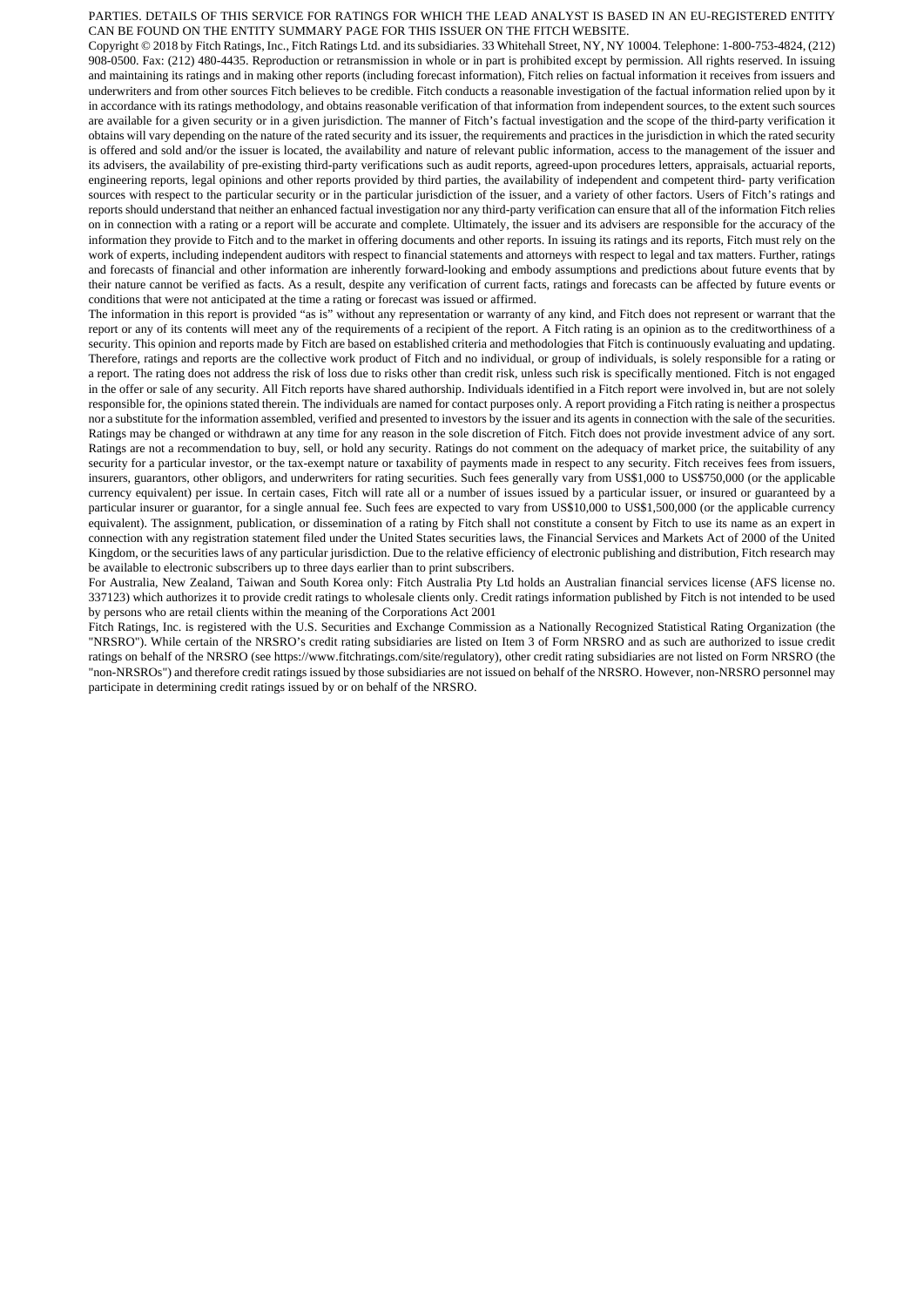PARTIES. DETAILS OF THIS SERVICE FOR RATINGS FOR WHICH THE LEAD ANALYST IS BASED IN AN EU-REGISTERED ENTITY CAN BE FOUND ON THE ENTITY SUMMARY PAGE FOR THIS ISSUER ON THE FITCH WEBSITE.

Copyright © 2018 by Fitch Ratings, Inc., Fitch Ratings Ltd. and its subsidiaries. 33 Whitehall Street, NY, NY 10004. Telephone: 1-800-753-4824, (212) 908-0500. Fax: (212) 480-4435. Reproduction or retransmission in whole or in part is prohibited except by permission. All rights reserved. In issuing and maintaining its ratings and in making other reports (including forecast information), Fitch relies on factual information it receives from issuers and underwriters and from other sources Fitch believes to be credible. Fitch conducts a reasonable investigation of the factual information relied upon by it in accordance with its ratings methodology, and obtains reasonable verification of that information from independent sources, to the extent such sources are available for a given security or in a given jurisdiction. The manner of Fitch's factual investigation and the scope of the third-party verification it obtains will vary depending on the nature of the rated security and its issuer, the requirements and practices in the jurisdiction in which the rated security is offered and sold and/or the issuer is located, the availability and nature of relevant public information, access to the management of the issuer and its advisers, the availability of pre-existing third-party verifications such as audit reports, agreed-upon procedures letters, appraisals, actuarial reports, engineering reports, legal opinions and other reports provided by third parties, the availability of independent and competent third- party verification sources with respect to the particular security or in the particular jurisdiction of the issuer, and a variety of other factors. Users of Fitch's ratings and reports should understand that neither an enhanced factual investigation nor any third-party verification can ensure that all of the information Fitch relies on in connection with a rating or a report will be accurate and complete. Ultimately, the issuer and its advisers are responsible for the accuracy of the information they provide to Fitch and to the market in offering documents and other reports. In issuing its ratings and its reports, Fitch must rely on the work of experts, including independent auditors with respect to financial statements and attorneys with respect to legal and tax matters. Further, ratings and forecasts of financial and other information are inherently forward-looking and embody assumptions and predictions about future events that by their nature cannot be verified as facts. As a result, despite any verification of current facts, ratings and forecasts can be affected by future events or conditions that were not anticipated at the time a rating or forecast was issued or affirmed.

The information in this report is provided "as is" without any representation or warranty of any kind, and Fitch does not represent or warrant that the report or any of its contents will meet any of the requirements of a recipient of the report. A Fitch rating is an opinion as to the creditworthiness of a security. This opinion and reports made by Fitch are based on established criteria and methodologies that Fitch is continuously evaluating and updating. Therefore, ratings and reports are the collective work product of Fitch and no individual, or group of individuals, is solely responsible for a rating or a report. The rating does not address the risk of loss due to risks other than credit risk, unless such risk is specifically mentioned. Fitch is not engaged in the offer or sale of any security. All Fitch reports have shared authorship. Individuals identified in a Fitch report were involved in, but are not solely responsible for, the opinions stated therein. The individuals are named for contact purposes only. A report providing a Fitch rating is neither a prospectus nor a substitute for the information assembled, verified and presented to investors by the issuer and its agents in connection with the sale of the securities. Ratings may be changed or withdrawn at any time for any reason in the sole discretion of Fitch. Fitch does not provide investment advice of any sort. Ratings are not a recommendation to buy, sell, or hold any security. Ratings do not comment on the adequacy of market price, the suitability of any security for a particular investor, or the tax-exempt nature or taxability of payments made in respect to any security. Fitch receives fees from issuers, insurers, guarantors, other obligors, and underwriters for rating securities. Such fees generally vary from US$1,000 to US$750,000 (or the applicable currency equivalent) per issue. In certain cases, Fitch will rate all or a number of issues issued by a particular issuer, or insured or guaranteed by a particular insurer or guarantor, for a single annual fee. Such fees are expected to vary from US$10,000 to US$1,500,000 (or the applicable currency equivalent). The assignment, publication, or dissemination of a rating by Fitch shall not constitute a consent by Fitch to use its name as an expert in connection with any registration statement filed under the United States securities laws, the Financial Services and Markets Act of 2000 of the United Kingdom, or the securities laws of any particular jurisdiction. Due to the relative efficiency of electronic publishing and distribution, Fitch research may be available to electronic subscribers up to three days earlier than to print subscribers.

For Australia, New Zealand, Taiwan and South Korea only: Fitch Australia Pty Ltd holds an Australian financial services license (AFS license no. 337123) which authorizes it to provide credit ratings to wholesale clients only. Credit ratings information published by Fitch is not intended to be used by persons who are retail clients within the meaning of the Corporations Act 2001

Fitch Ratings, Inc. is registered with the U.S. Securities and Exchange Commission as a Nationally Recognized Statistical Rating Organization (the "NRSRO"). While certain of the NRSRO's credit rating subsidiaries are listed on Item 3 of Form NRSRO and as such are authorized to issue credit ratings on behalf of the NRSRO (see https://www.fitchratings.com/site/regulatory), other credit rating subsidiaries are not listed on Form NRSRO (the "non-NRSROs") and therefore credit ratings issued by those subsidiaries are not issued on behalf of the NRSRO. However, non-NRSRO personnel may participate in determining credit ratings issued by or on behalf of the NRSRO.